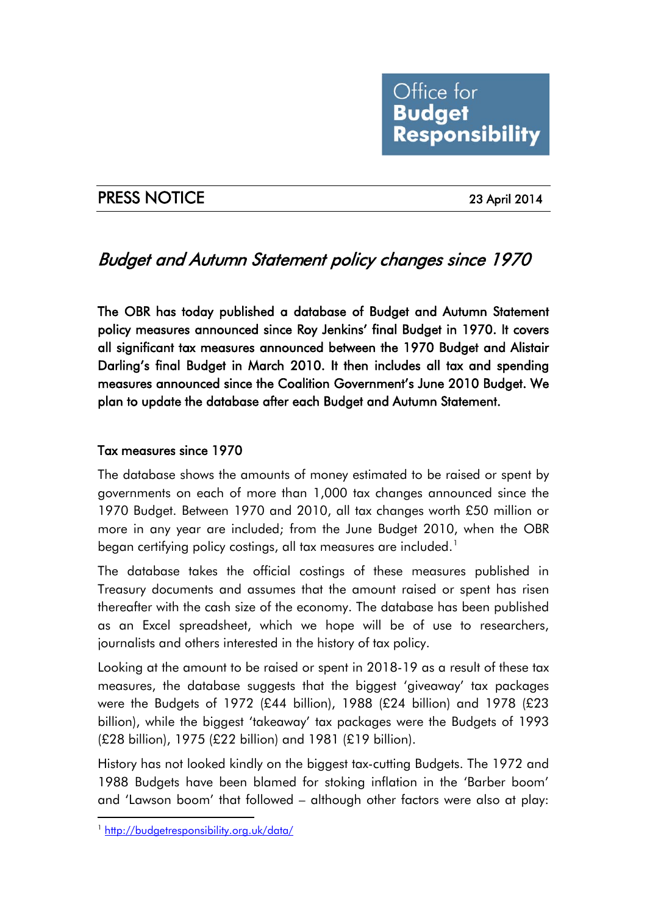Office for **Budget Responsibility**

## PRESS NOTICE

23 April 2014

# *Budget and Autumn Statement policy changes since 1970*

**The OBR has today published a database of Budget and Autumn Statement policy measures announced since Roy Jenkins' final Budget in 1970. It covers all significant tax measures announced between the 1970 Budget and Alistair Darling's final Budget in March 2010. It then includes all tax and spending measures announced since the Coalition Government's June 2010 Budget. We plan to update the database after each Budget and Autumn Statement.**

### Tax measures since 1970

The database shows the amounts of money estimated to be raised or spent by governments on each of more than 1,000 tax changes announced since the 1970 Budget. Between 1970 and 2010, all tax changes worth £50 million or more in any year are included; from the June Budget 2010, when the OBR began certifying policy costings, all tax measures are included.[1]

The database takes the official costings of these measures published in Treasury documents and assumes that the amount raised or spent has risen thereafter with the cash size of the economy. The database has been published as an Excel spreadsheet, which we hope will be of use to researchers, journalists and others interested in the history of tax policy.

Looking at the amount to be raised or spent in 2018-19 as a result of these tax measures, the database suggests that the biggest 'giveaway' tax packages were the Budgets of 1972 (£44 billion), 1988 (£24 billion) and 1978 (£23 billion), while the biggest 'takeaway' tax packages were the Budgets of 1993 (£28 billion), 1975 (£22 billion) and 1981 (£19 billion).

History has not looked kindly on the biggest tax-cutting Budgets. The 1972 and 1988 Budgets have been blamed for stoking inflation in the 'Barber boom' and 'Lawson boom' that followed – although other factors were also at play:

[1] http://budgetresponsibility.org.uk/data/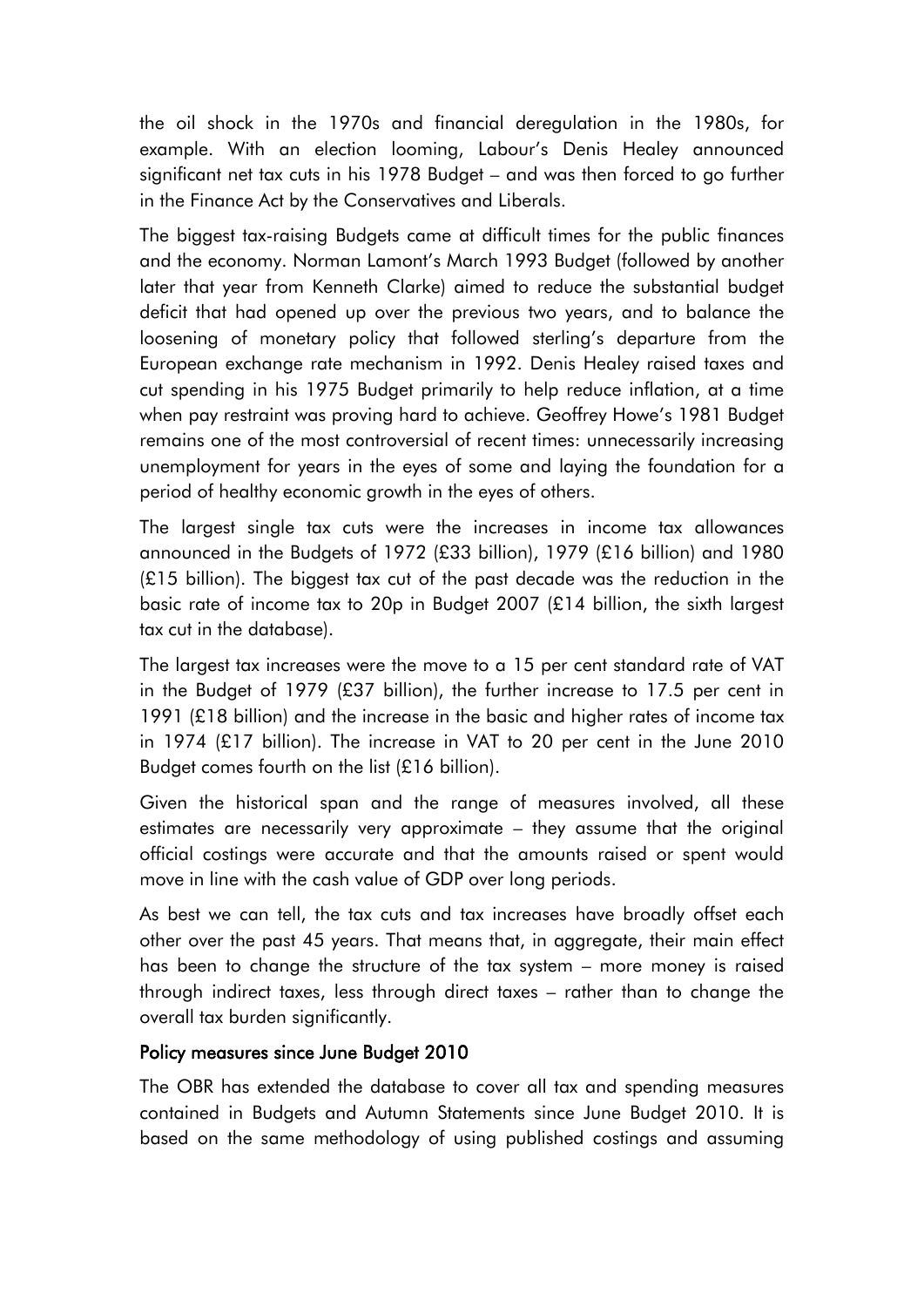the oil shock in the 1970s and financial deregulation in the 1980s, for example. With an election looming, Labour's Denis Healey announced significant net tax cuts in his 1978 Budget – and was then forced to go further in the Finance Act by the Conservatives and Liberals.

The biggest tax-raising Budgets came at difficult times for the public finances and the economy. Norman Lamont's March 1993 Budget (followed by another later that year from Kenneth Clarke) aimed to reduce the substantial budget deficit that had opened up over the previous two years, and to balance the loosening of monetary policy that followed sterling's departure from the European exchange rate mechanism in 1992. Denis Healey raised taxes and cut spending in his 1975 Budget primarily to help reduce inflation, at a time when pay restraint was proving hard to achieve. Geoffrey Howe's 1981 Budget remains one of the most controversial of recent times: unnecessarily increasing unemployment for years in the eyes of some and laying the foundation for a period of healthy economic growth in the eyes of others.

The largest single tax cuts were the increases in income tax allowances announced in the Budgets of 1972 (£33 billion), 1979 (£16 billion) and 1980 (£15 billion). The biggest tax cut of the past decade was the reduction in the basic rate of income tax to 20p in Budget 2007 (£14 billion, the sixth largest tax cut in the database).

The largest tax increases were the move to a 15 per cent standard rate of VAT in the Budget of 1979 (£37 billion), the further increase to 17.5 per cent in 1991 (£18 billion) and the increase in the basic and higher rates of income tax in 1974 (£17 billion). The increase in VAT to 20 per cent in the June 2010 Budget comes fourth on the list (£16 billion).

Given the historical span and the range of measures involved, all these estimates are necessarily very approximate – they assume that the original official costings were accurate and that the amounts raised or spent would move in line with the cash value of GDP over long periods.

As best we can tell, the tax cuts and tax increases have broadly offset each other over the past 45 years. That means that, in aggregate, their main effect has been to change the structure of the tax system – more money is raised through indirect taxes, less through direct taxes – rather than to change the overall tax burden significantly.

## Policy measures since June Budget 2010

The OBR has extended the database to cover all tax and spending measures contained in Budgets and Autumn Statements since June Budget 2010. It is based on the same methodology of using published costings and assuming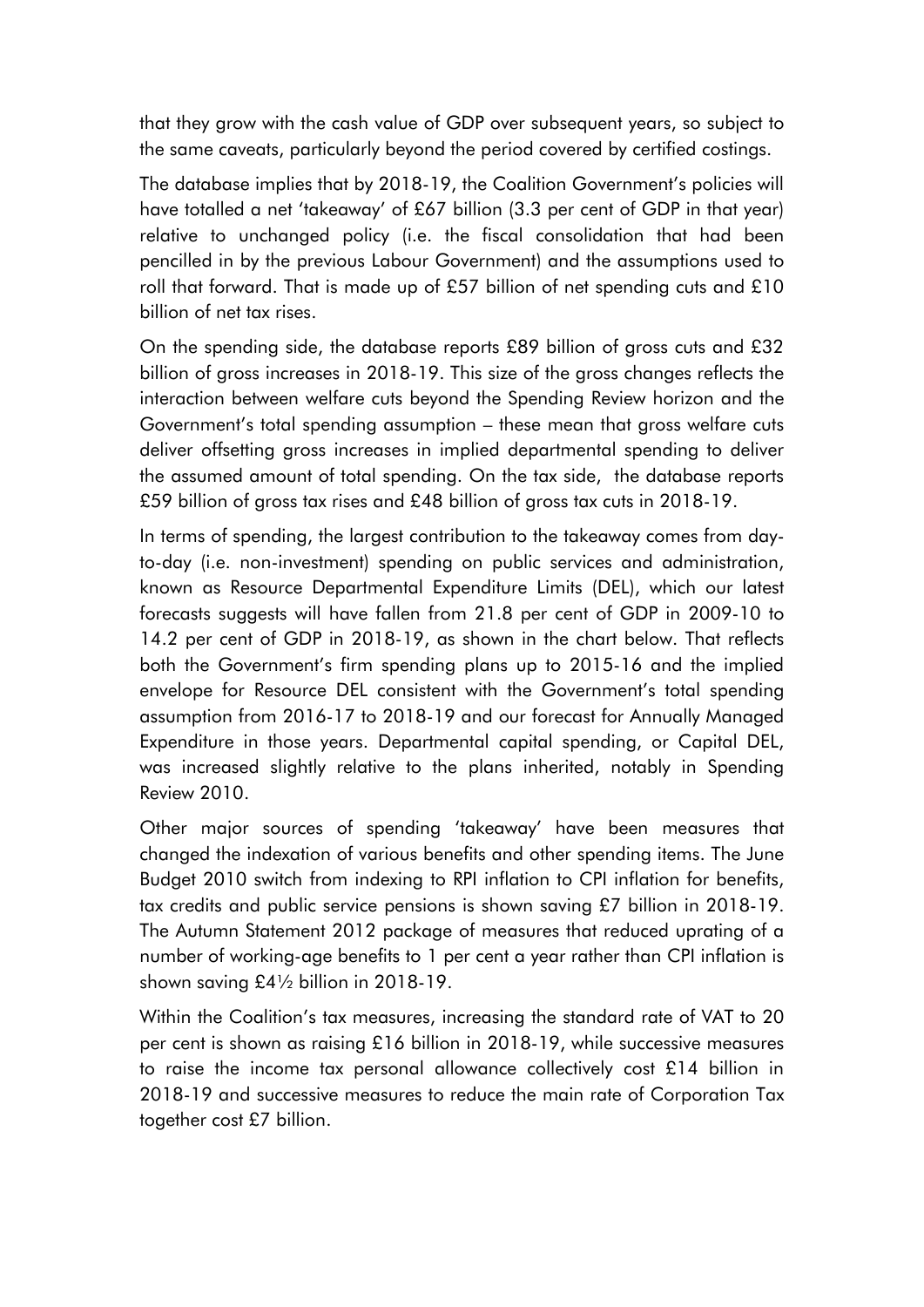that they grow with the cash value of GDP over subsequent years, so subject to the same caveats, particularly beyond the period covered by certified costings.

The database implies that by 2018-19, the Coalition Government's policies will have totalled a net 'takeaway' of £67 billion (3.3 per cent of GDP in that year) relative to unchanged policy (i.e. the fiscal consolidation that had been pencilled in by the previous Labour Government) and the assumptions used to roll that forward. That is made up of £57 billion of net spending cuts and £10 billion of net tax rises.

On the spending side, the database reports £89 billion of gross cuts and £32 billion of gross increases in 2018-19. This size of the gross changes reflects the interaction between welfare cuts beyond the Spending Review horizon and the Government's total spending assumption – these mean that gross welfare cuts deliver offsetting gross increases in implied departmental spending to deliver the assumed amount of total spending. On the tax side, the database reports £59 billion of gross tax rises and £48 billion of gross tax cuts in 2018-19.

In terms of spending, the largest contribution to the takeaway comes from day-to-day (i.e. non-investment) spending on public services and administration, known as Resource Departmental Expenditure Limits (DEL), which our latest forecasts suggests will have fallen from 21.8 per cent of GDP in 2009-10 to 14.2 per cent of GDP in 2018-19, as shown in the chart below. That reflects both the Government's firm spending plans up to 2015-16 and the implied envelope for Resource DEL consistent with the Government's total spending assumption from 2016-17 to 2018-19 and our forecast for Annually Managed Expenditure in those years. Departmental capital spending, or Capital DEL, was increased slightly relative to the plans inherited, notably in Spending Review 2010.

Other major sources of spending 'takeaway' have been measures that changed the indexation of various benefits and other spending items. The June Budget 2010 switch from indexing to RPI inflation to CPI inflation for benefits, tax credits and public service pensions is shown saving £7 billion in 2018-19. The Autumn Statement 2012 package of measures that reduced uprating of a number of working-age benefits to 1 per cent a year rather than CPI inflation is shown saving £4½ billion in 2018-19.

Within the Coalition's tax measures, increasing the standard rate of VAT to 20 per cent is shown as raising £16 billion in 2018-19, while successive measures to raise the income tax personal allowance collectively cost £14 billion in 2018-19 and successive measures to reduce the main rate of Corporation Tax together cost £7 billion.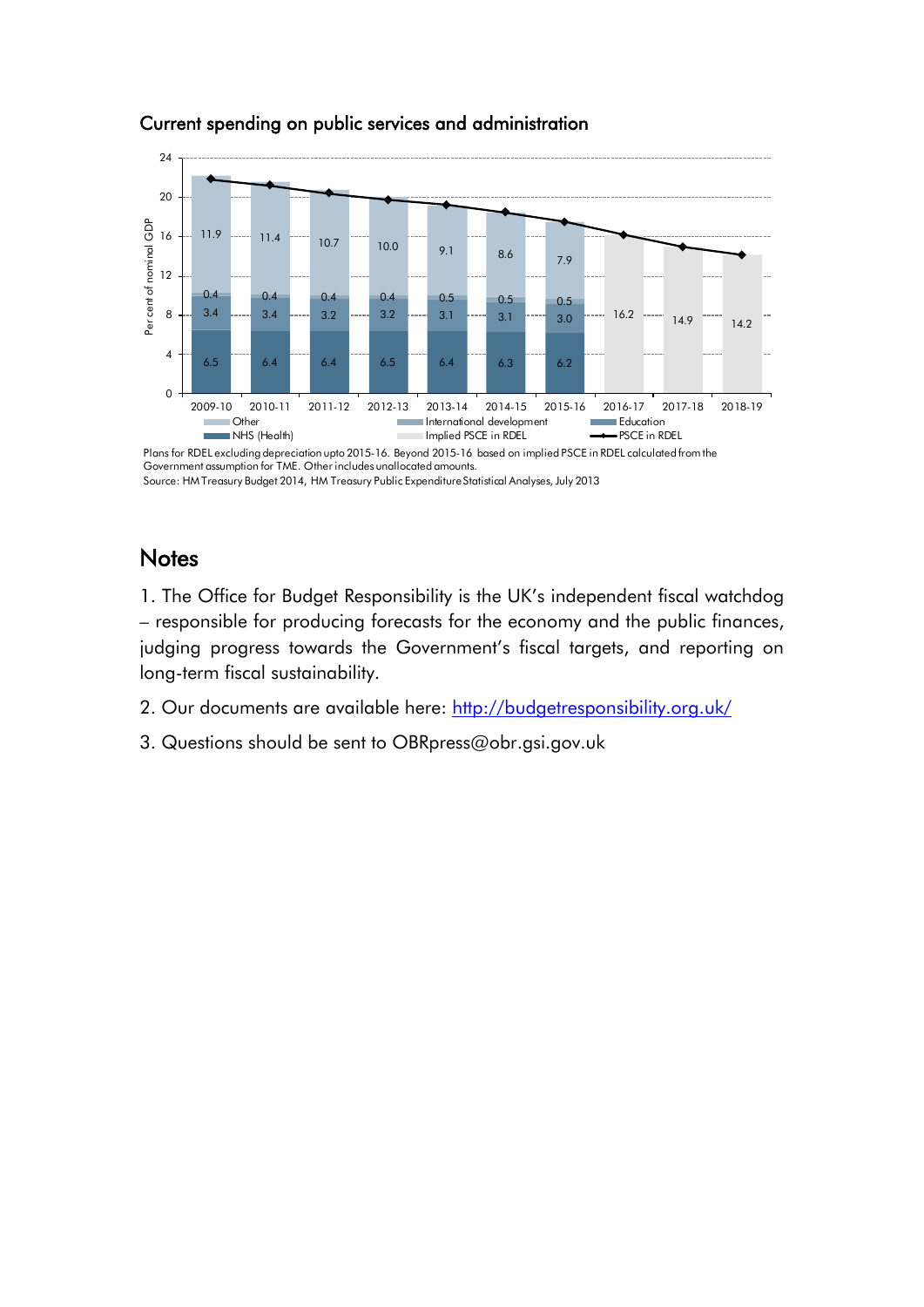Current spending on public services and administration

24
20
16
12
8
4
0

Per cent of nominal GDP

11.9 11.4 10.7 10.0 9.1 8.6 7.9

0.4 0.4 0.4 0.4 0.5 0.5 0.5

3.4 3.4 3.2 3.2 3.1 3.1 3.0

6.5 6.4 6.4 6.5 6.4 6.3 6.2

16.2 14.9 14.2

2009-10 2010-11 2011-12 2012-13 2013-14 2014-15 2015-16 2016-17 2017-18 2018-19

Other
International development
Education
NHS (Health)
Implied PSCE in RDEL
PSCE in RDEL

Plans for RDEL excluding depreciation upto 2015-16. Beyond 2015-16 based on implied PSCE in RDEL calculated from the Government assumption for TME. Other includes unallocated amounts.
Source: HM Treasury Budget 2014, HM Treasury Public Expenditure Statistical Analyses, July 2013

## Notes

1. The Office for Budget Responsibility is the UK's independent fiscal watchdog – responsible for producing forecasts for the economy and the public finances, judging progress towards the Government's fiscal targets, and reporting on long-term fiscal sustainability.

2. Our documents are available here: [http://budgetresponsibility.org.uk/](http://budgetresponsibility.org.uk/)

3. Questions should be sent to OBRpress@obr.gsi.gov.uk